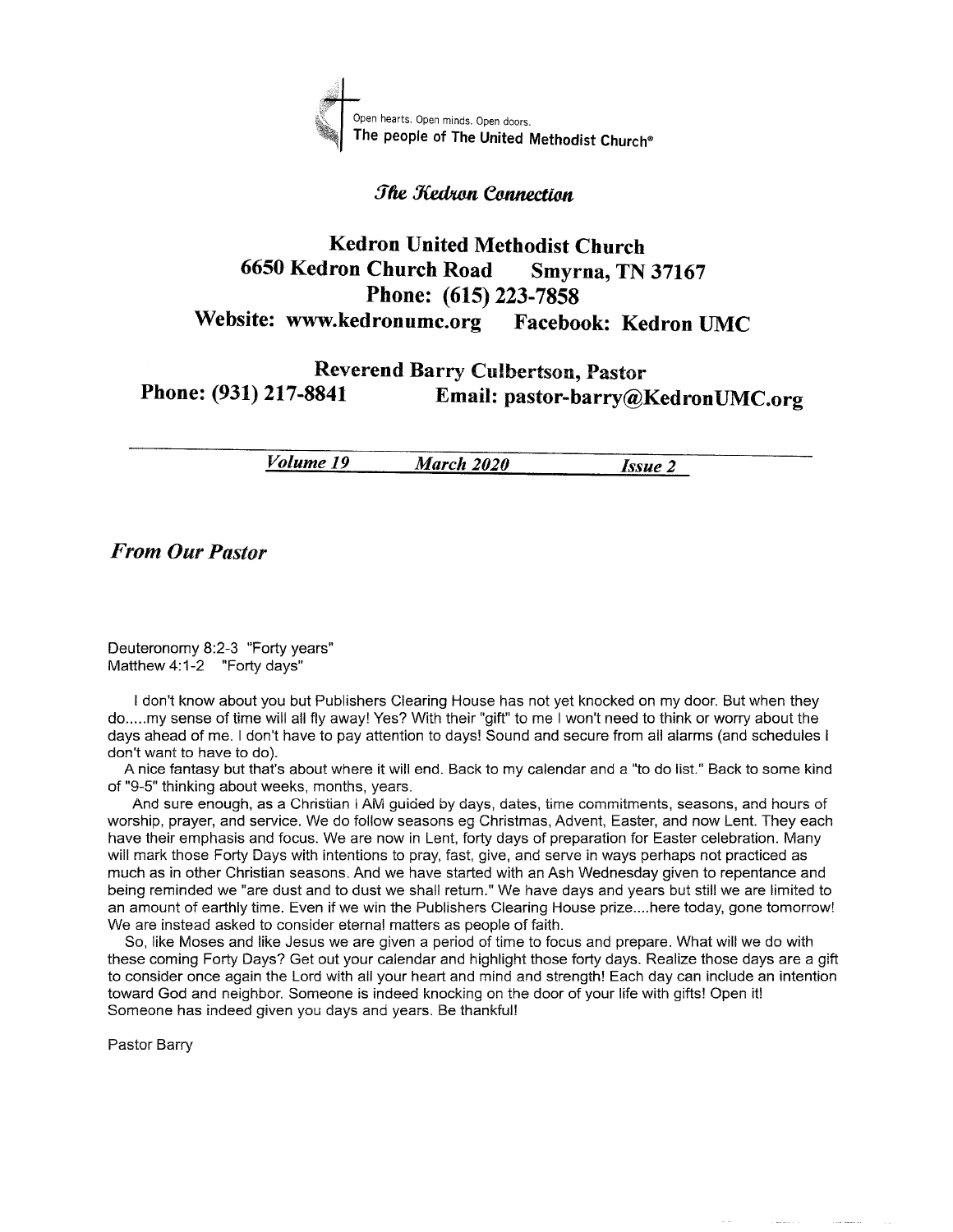Open hearts. Open minds. Open doors.
The people of The United Methodist Church®

*The Kedron Connection*

# Kedron United Methodist Church

**6650 Kedron Church Road Smyrna, TN 37167**

**Phone: (615) 223-7858**

**Website: www.kedronumc.org Facebook: Kedron UMC**

**Reverend Barry Culbertson, Pastor**

**Phone: (931) 217-8841 Email: pastor-barry@KedronUMC.org**

*Volume 19* *March 2020* *Issue 2*

## *From Our Pastor*

Deuteronomy 8:2-3 "Forty years"
Matthew 4:1-2 "Forty days"

I don't know about you but Publishers Clearing House has not yet knocked on my door. But when they do.....my sense of time will all fly away! Yes? With their "gift" to me I won't need to think or worry about the days ahead of me. I don't have to pay attention to days! Sound and secure from all alarms (and schedules I don't want to have to do).

A nice fantasy but that's about where it will end. Back to my calendar and a "to do list." Back to some kind of "9-5" thinking about weeks, months, years.

And sure enough, as a Christian I AM guided by days, dates, time commitments, seasons, and hours of worship, prayer, and service. We do follow seasons eg Christmas, Advent, Easter, and now Lent. They each have their emphasis and focus. We are now in Lent, forty days of preparation for Easter celebration. Many will mark those Forty Days with intentions to pray, fast, give, and serve in ways perhaps not practiced as much as in other Christian seasons. And we have started with an Ash Wednesday given to repentance and being reminded we "are dust and to dust we shall return." We have days and years but still we are limited to an amount of earthly time. Even if we win the Publishers Clearing House prize....here today, gone tomorrow! We are instead asked to consider eternal matters as people of faith.

So, like Moses and like Jesus we are given a period of time to focus and prepare. What will we do with these coming Forty Days? Get out your calendar and highlight those forty days. Realize those days are a gift to consider once again the Lord with all your heart and mind and strength! Each day can include an intention toward God and neighbor. Someone is indeed knocking on the door of your life with gifts! Open it! Someone has indeed given you days and years. Be thankful!

Pastor Barry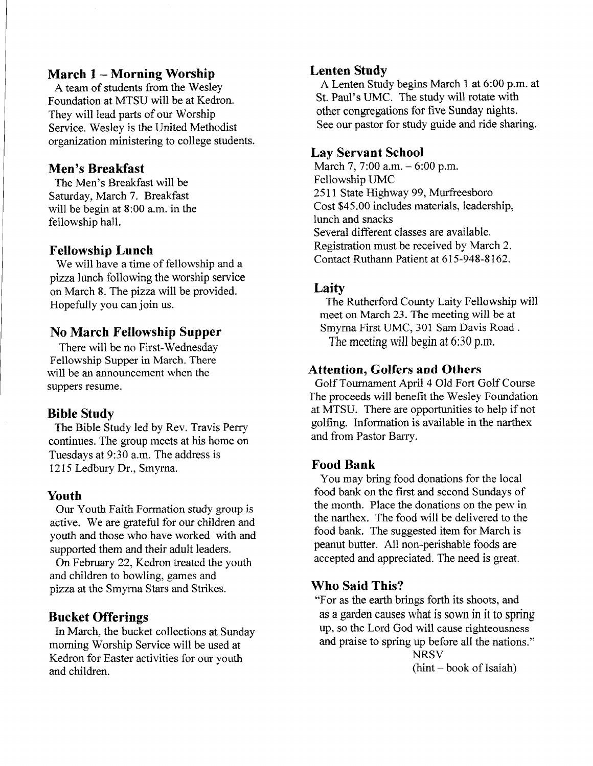### March 1 – Morning Worship

A team of students from the Wesley Foundation at MTSU will be at Kedron. They will lead parts of our Worship Service. Wesley is the United Methodist organization ministering to college students.

### Men's Breakfast

The Men's Breakfast will be Saturday, March 7. Breakfast will be begin at 8:00 a.m. in the fellowship hall.

### Fellowship Lunch

We will have a time of fellowship and a pizza lunch following the worship service on March 8. The pizza will be provided. Hopefully you can join us.

### No March Fellowship Supper

There will be no First-Wednesday Fellowship Supper in March. There will be an announcement when the suppers resume.

### Bible Study

The Bible Study led by Rev. Travis Perry continues. The group meets at his home on Tuesdays at 9:30 a.m. The address is 1215 Ledbury Dr., Smyrna.

### Youth

Our Youth Faith Formation study group is active. We are grateful for our children and youth and those who have worked with and supported them and their adult leaders.

On February 22, Kedron treated the youth and children to bowling, games and pizza at the Smyrna Stars and Strikes.

### Bucket Offerings

In March, the bucket collections at Sunday morning Worship Service will be used at Kedron for Easter activities for our youth and children.

### Lenten Study

A Lenten Study begins March 1 at 6:00 p.m. at St. Paul's UMC. The study will rotate with other congregations for five Sunday nights. See our pastor for study guide and ride sharing.

### Lay Servant School

March 7, 7:00 a.m. – 6:00 p.m.
Fellowship UMC
2511 State Highway 99, Murfreesboro
Cost $45.00 includes materials, leadership, lunch and snacks
Several different classes are available.
Registration must be received by March 2.
Contact Ruthann Patient at 615-948-8162.

### Laity

The Rutherford County Laity Fellowship will meet on March 23. The meeting will be at Smyrna First UMC, 301 Sam Davis Road . The meeting will begin at 6:30 p.m.

### Attention, Golfers and Others

Golf Tournament April 4 Old Fort Golf Course The proceeds will benefit the Wesley Foundation at MTSU. There are opportunities to help if not golfing. Information is available in the narthex and from Pastor Barry.

### Food Bank

You may bring food donations for the local food bank on the first and second Sundays of the month. Place the donations on the pew in the narthex. The food will be delivered to the food bank. The suggested item for March is peanut butter. All non-perishable foods are accepted and appreciated. The need is great.

### Who Said This?

"For as the earth brings forth its shoots, and as a garden causes what is sown in it to spring up, so the Lord God will cause righteousness and praise to spring up before all the nations."

NRSV
(hint – book of Isaiah)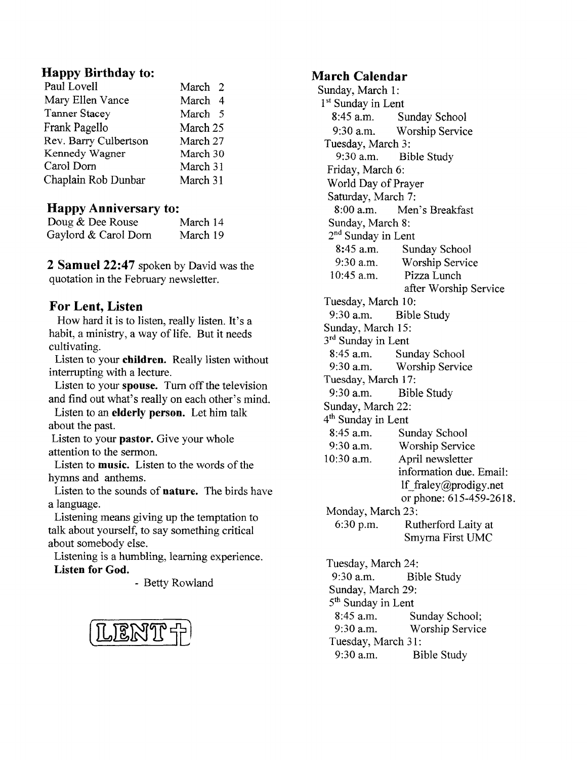## Happy Birthday to:

| | |
|---|---|
| Paul Lovell | March 2 |
| Mary Ellen Vance | March 4 |
| Tanner Stacey | March 5 |
| Frank Pagello | March 25 |
| Rev. Barry Culbertson | March 27 |
| Kennedy Wagner | March 30 |
| Carol Dorn | March 31 |
| Chaplain Rob Dunbar | March 31 |

## Happy Anniversary to:

| | |
|---|---|
| Doug & Dee Rouse | March 14 |
| Gaylord & Carol Dorn | March 19 |

**2 Samuel 22:47** spoken by David was the quotation in the February newsletter.

## For Lent, Listen

How hard it is to listen, really listen. It's a habit, a ministry, a way of life. But it needs cultivating.

Listen to your **children.** Really listen without interrupting with a lecture.

Listen to your **spouse.** Turn off the television and find out what's really on each other's mind.

Listen to an **elderly person.** Let him talk about the past.

Listen to your **pastor.** Give your whole attention to the sermon.

Listen to **music.** Listen to the words of the hymns and anthems.

Listen to the sounds of **nature.** The birds have a language.

Listening means giving up the temptation to talk about yourself, to say something critical about somebody else.

Listening is a humbling, learning experience.

**Listen for God.**

- Betty Rowland

LENT

## March Calendar

Sunday, March 1:
1st Sunday in Lent
- 8:45 a.m. Sunday School
- 9:30 a.m. Worship Service

Tuesday, March 3:
- 9:30 a.m. Bible Study

Friday, March 6:
World Day of Prayer

Saturday, March 7:
- 8:00 a.m. Men's Breakfast

Sunday, March 8:
2nd Sunday in Lent
- 8:45 a.m. Sunday School
- 9:30 a.m. Worship Service
- 10:45 a.m. Pizza Lunch after Worship Service

Tuesday, March 10:
- 9:30 a.m. Bible Study

Sunday, March 15:
3rd Sunday in Lent
- 8:45 a.m. Sunday School
- 9:30 a.m. Worship Service

Tuesday, March 17:
- 9:30 a.m. Bible Study

Sunday, March 22:
4th Sunday in Lent
- 8:45 a.m. Sunday School
- 9:30 a.m. Worship Service
- 10:30 a.m. April newsletter information due. Email: lf_fraley@prodigy.net or phone: 615-459-2618.

Monday, March 23:
- 6:30 p.m. Rutherford Laity at Smyrna First UMC

Tuesday, March 24:
- 9:30 a.m. Bible Study

Sunday, March 29:
5th Sunday in Lent
- 8:45 a.m. Sunday School;
- 9:30 a.m. Worship Service

Tuesday, March 31:
- 9:30 a.m. Bible Study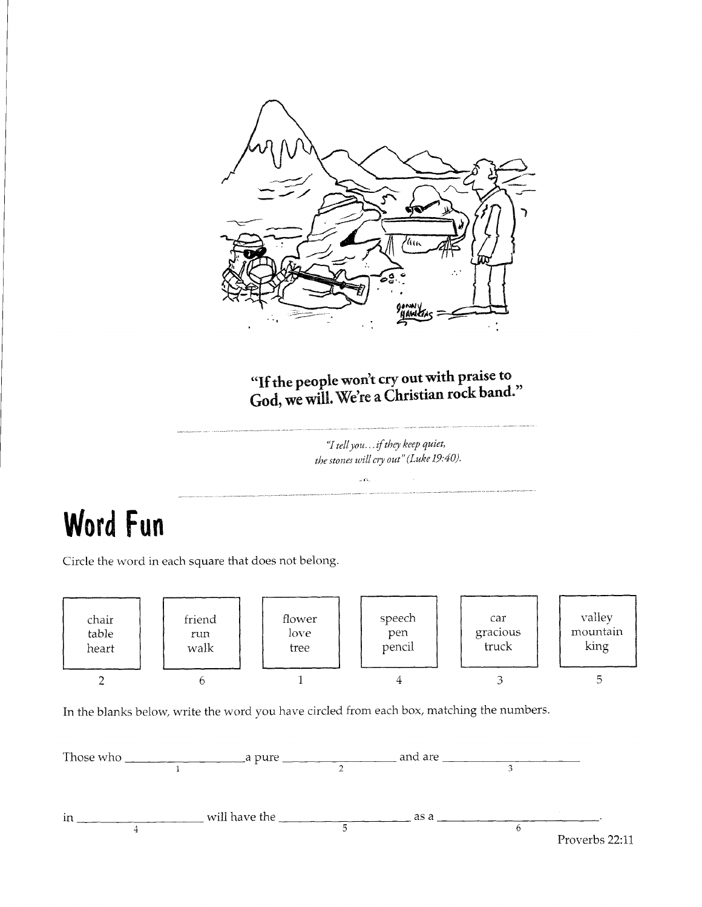"If the people won't cry out with praise to God, we will. We're a Christian rock band."

*"I tell you... if they keep quiet, the stones will cry out" (Luke 19:40).*

# Word Fun

Circle the word in each square that does not belong.

| | | | | | |
|---|---|---|---|---|---|
| chair<br>table<br>heart | friend<br>run<br>walk | flower<br>love<br>tree | speech<br>pen<br>pencil | car<br>gracious<br>truck | valley<br>mountain<br>king |
| 2 | 6 | 1 | 4 | 3 | 5 |

In the blanks below, write the word you have circled from each box, matching the numbers.

Those who ____________ (1) a pure ____________ (2) and are ____________ (3)

in ____________ (4) will have the ____________ (5) as a ____________ (6).

Proverbs 22:11